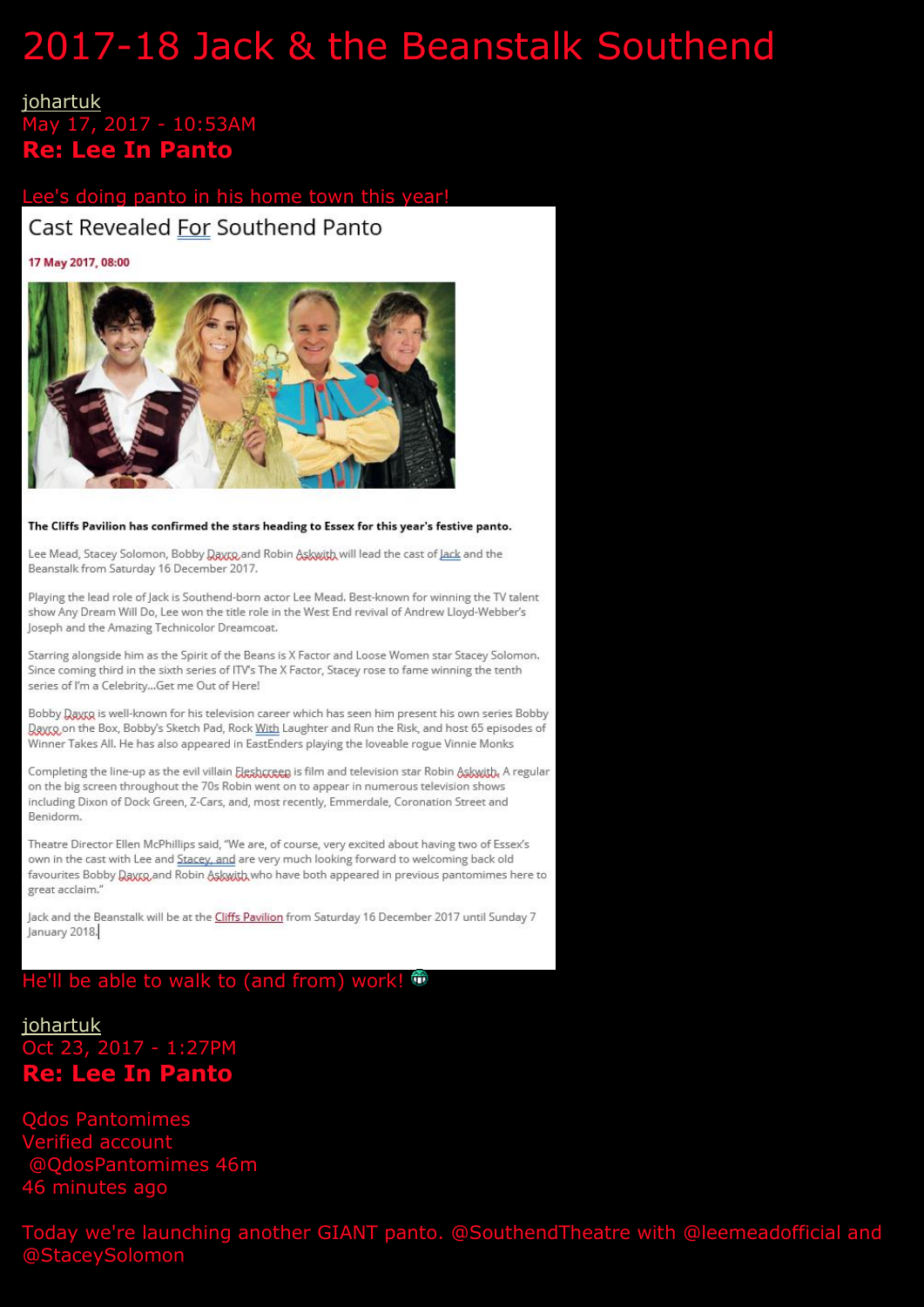# 2017-18 Jack & the Beanstalk Southend

johartuk
May 17, 2017 - 10:53AM
**Re: Lee In Panto**

Lee's doing panto in his home town this year!

## Cast Revealed For Southend Panto

**17 May 2017, 08:00**

**The Cliffs Pavilion has confirmed the stars heading to Essex for this year's festive panto.**

Lee Mead, Stacey Solomon, Bobby Davro and Robin Askwith will lead the cast of Jack and the Beanstalk from Saturday 16 December 2017.

Playing the lead role of Jack is Southend-born actor Lee Mead. Best-known for winning the TV talent show Any Dream Will Do, Lee won the title role in the West End revival of Andrew Lloyd-Webber's Joseph and the Amazing Technicolor Dreamcoat.

Starring alongside him as the Spirit of the Beans is X Factor and Loose Women star Stacey Solomon. Since coming third in the sixth series of ITV's The X Factor, Stacey rose to fame winning the tenth series of I'm a Celebrity...Get me Out of Here!

Bobby Davro is well-known for his television career which has seen him present his own series Bobby Davro on the Box, Bobby's Sketch Pad, Rock With Laughter and Run the Risk, and host 65 episodes of Winner Takes All. He has also appeared in EastEnders playing the loveable rogue Vinnie Monks

Completing the line-up as the evil villain Fleshcreep is film and television star Robin Askwith. A regular on the big screen throughout the 70s Robin went on to appear in numerous television shows including Dixon of Dock Green, Z-Cars, and, most recently, Emmerdale, Coronation Street and Benidorm.

Theatre Director Ellen McPhillips said, "We are, of course, very excited about having two of Essex's own in the cast with Lee and Stacey, and are very much looking forward to welcoming back old favourites Bobby Davro and Robin Askwith who have both appeared in previous pantomimes here to great acclaim."

Jack and the Beanstalk will be at the Cliffs Pavilion from Saturday 16 December 2017 until Sunday 7 January 2018.

He'll be able to walk to (and from) work!

johartuk
Oct 23, 2017 - 1:27PM
**Re: Lee In Panto**

Qdos Pantomimes
Verified account
@QdosPantomimes 46m
46 minutes ago

Today we're launching another GIANT panto. @SouthendTheatre with @leemeadofficial and @StaceySolomon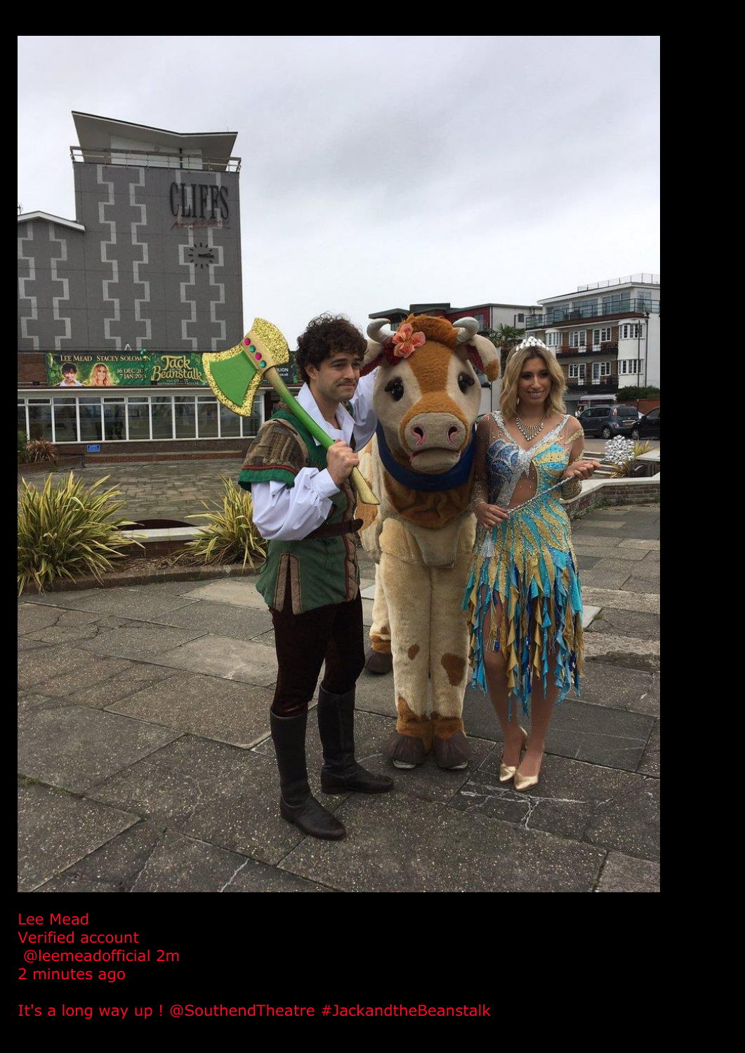Lee Mead
Verified account
@leemeadofficial 2m
2 minutes ago

It's a long way up ! @SouthendTheatre #JackandtheBeanstalk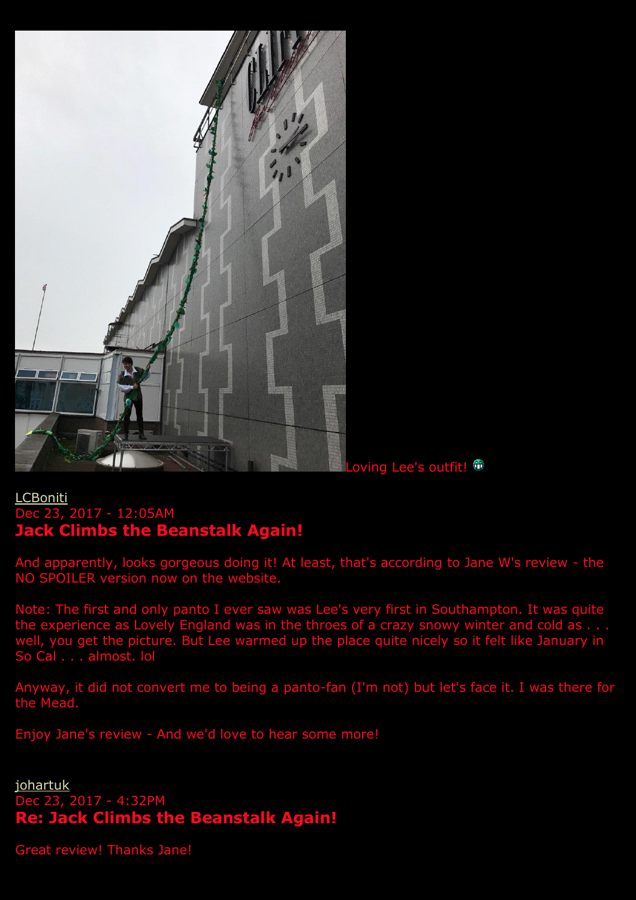Loving Lee's outfit! 😁

LCBoniti
Dec 23, 2017 - 12:05AM

**Jack Climbs the Beanstalk Again!**

And apparently, looks gorgeous doing it! At least, that's according to Jane W's review - the NO SPOILER version now on the website.

Note: The first and only panto I ever saw was Lee's very first in Southampton. It was quite the experience as Lovely England was in the throes of a crazy snowy winter and cold as . . . well, you get the picture. But Lee warmed up the place quite nicely so it felt like January in So Cal . . . almost. lol

Anyway, it did not convert me to being a panto-fan (I'm not) but let's face it. I was there for the Mead.

Enjoy Jane's review - And we'd love to hear some more!

johartuk
Dec 23, 2017 - 4:32PM

**Re: Jack Climbs the Beanstalk Again!**

Great review! Thanks Jane!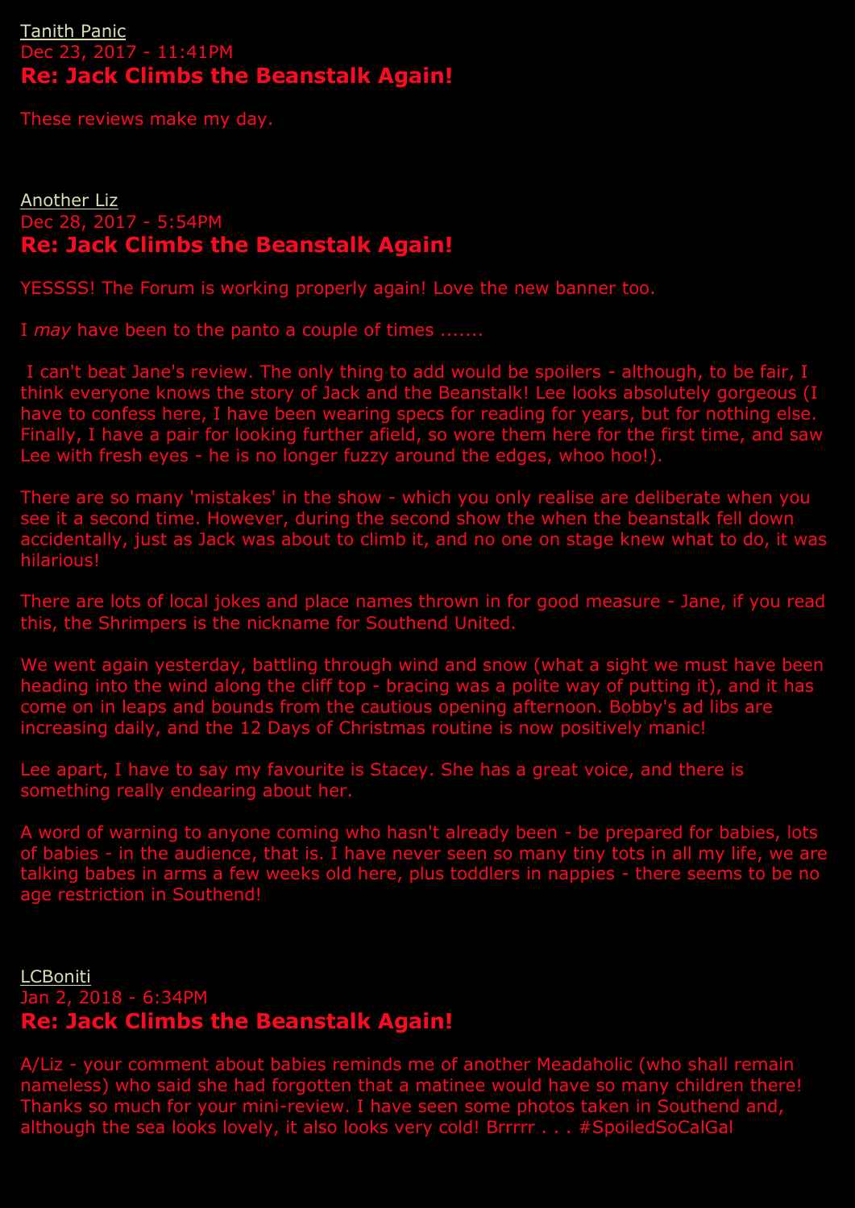Tanith Panic
Dec 23, 2017 - 11:41PM

### Re: Jack Climbs the Beanstalk Again!

These reviews make my day.

Another Liz
Dec 28, 2017 - 5:54PM

### Re: Jack Climbs the Beanstalk Again!

YESSSS! The Forum is working properly again! Love the new banner too.

I *may* have been to the panto a couple of times .......

I can't beat Jane's review. The only thing to add would be spoilers - although, to be fair, I think everyone knows the story of Jack and the Beanstalk! Lee looks absolutely gorgeous (I have to confess here, I have been wearing specs for reading for years, but for nothing else. Finally, I have a pair for looking further afield, so wore them here for the first time, and saw Lee with fresh eyes - he is no longer fuzzy around the edges, whoo hoo!).

There are so many 'mistakes' in the show - which you only realise are deliberate when you see it a second time. However, during the second show the when the beanstalk fell down accidentally, just as Jack was about to climb it, and no one on stage knew what to do, it was hilarious!

There are lots of local jokes and place names thrown in for good measure - Jane, if you read this, the Shrimpers is the nickname for Southend United.

We went again yesterday, battling through wind and snow (what a sight we must have been heading into the wind along the cliff top - bracing was a polite way of putting it), and it has come on in leaps and bounds from the cautious opening afternoon. Bobby's ad libs are increasing daily, and the 12 Days of Christmas routine is now positively manic!

Lee apart, I have to say my favourite is Stacey. She has a great voice, and there is something really endearing about her.

A word of warning to anyone coming who hasn't already been - be prepared for babies, lots of babies - in the audience, that is. I have never seen so many tiny tots in all my life, we are talking babes in arms a few weeks old here, plus toddlers in nappies - there seems to be no age restriction in Southend!

LCBoniti
Jan 2, 2018 - 6:34PM

### Re: Jack Climbs the Beanstalk Again!

A/Liz - your comment about babies reminds me of another Meadaholic (who shall remain nameless) who said she had forgotten that a matinee would have so many children there! Thanks so much for your mini-review. I have seen some photos taken in Southend and, although the sea looks lovely, it also looks very cold! Brrrrr . . . #SpoiledSoCalGal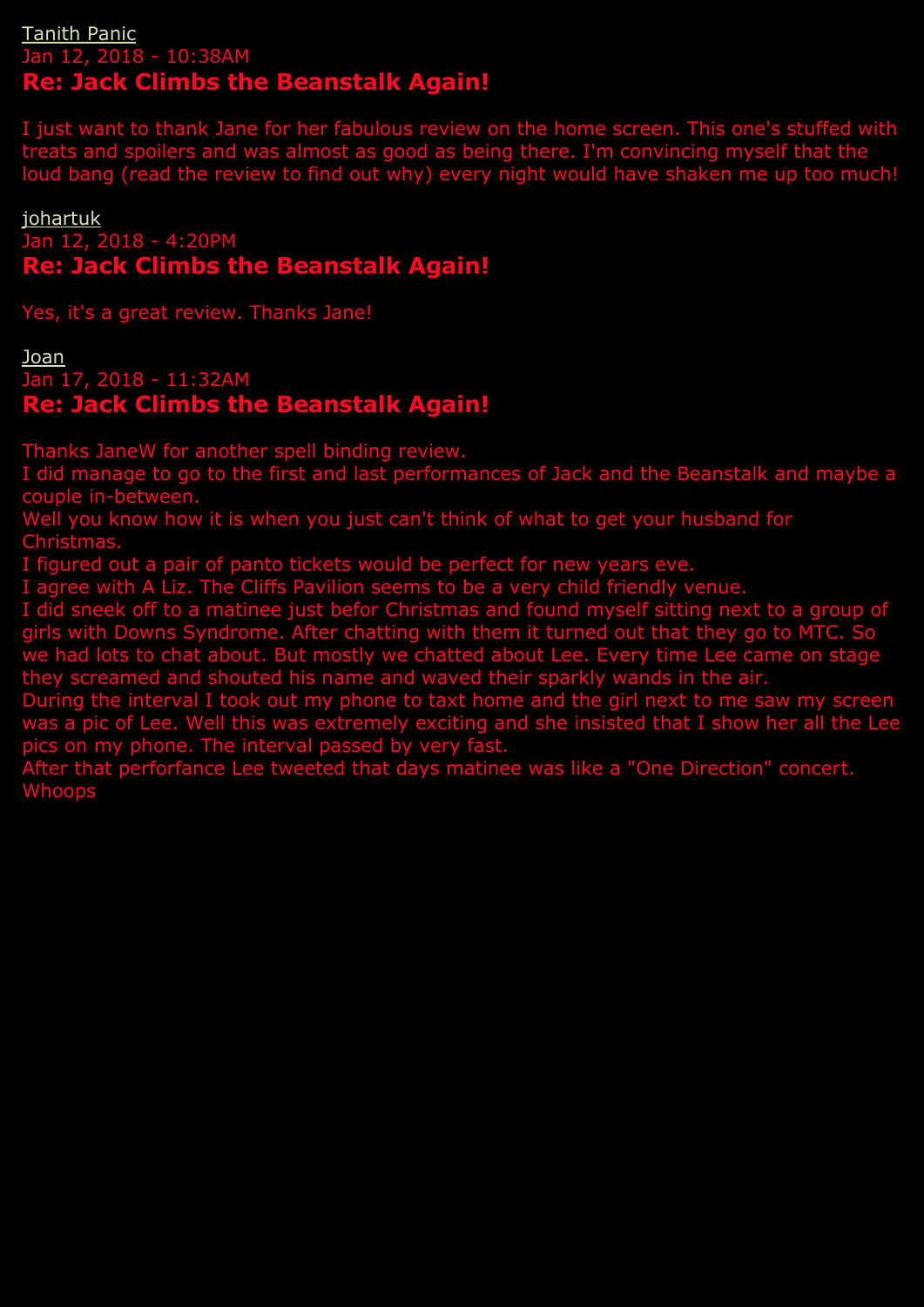Tanith Panic
Jan 12, 2018 - 10:38AM

### Re: Jack Climbs the Beanstalk Again!

I just want to thank Jane for her fabulous review on the home screen. This one's stuffed with treats and spoilers and was almost as good as being there. I'm convincing myself that the loud bang (read the review to find out why) every night would have shaken me up too much!

johartuk
Jan 12, 2018 - 4:20PM

### Re: Jack Climbs the Beanstalk Again!

Yes, it's a great review. Thanks Jane!

Joan
Jan 17, 2018 - 11:32AM

### Re: Jack Climbs the Beanstalk Again!

Thanks JaneW for another spell binding review.
I did manage to go to the first and last performances of Jack and the Beanstalk and maybe a couple in-between.
Well you know how it is when you just can't think of what to get your husband for Christmas.
I figured out a pair of panto tickets would be perfect for new years eve.
I agree with A Liz. The Cliffs Pavilion seems to be a very child friendly venue.
I did sneek off to a matinee just befor Christmas and found myself sitting next to a group of girls with Downs Syndrome. After chatting with them it turned out that they go to MTC. So we had lots to chat about. But mostly we chatted about Lee. Every time Lee came on stage they screamed and shouted his name and waved their sparkly wands in the air.
During the interval I took out my phone to taxt home and the girl next to me saw my screen was a pic of Lee. Well this was extremely exciting and she insisted that I show her all the Lee pics on my phone. The interval passed by very fast.
After that perforfance Lee tweeted that days matinee was like a "One Direction" concert.
Whoops